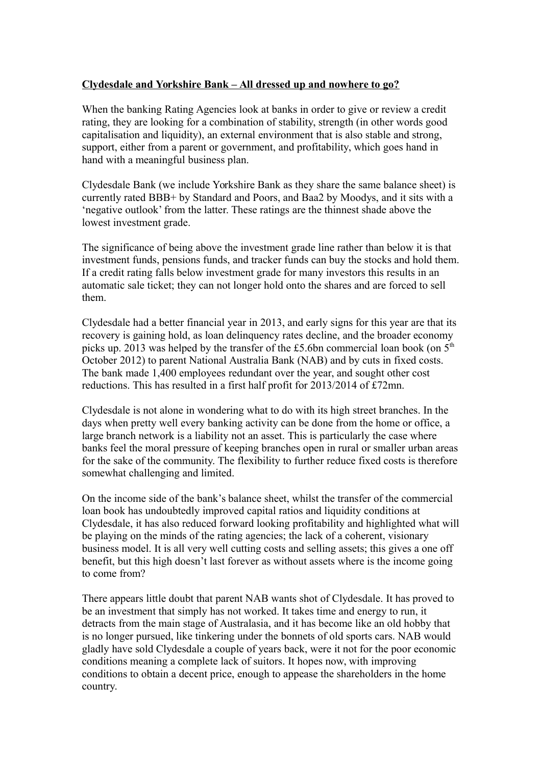**Clydesdale and Yorkshire Bank – All dressed up and nowhere to go?**

When the banking Rating Agencies look at banks in order to give or review a credit rating, they are looking for a combination of stability, strength (in other words good capitalisation and liquidity), an external environment that is also stable and strong, support, either from a parent or government, and profitability, which goes hand in hand with a meaningful business plan.

Clydesdale Bank (we include Yorkshire Bank as they share the same balance sheet) is currently rated BBB+ by Standard and Poors, and Baa2 by Moodys, and it sits with a 'negative outlook' from the latter. These ratings are the thinnest shade above the lowest investment grade.

The significance of being above the investment grade line rather than below it is that investment funds, pensions funds, and tracker funds can buy the stocks and hold them. If a credit rating falls below investment grade for many investors this results in an automatic sale ticket; they can not longer hold onto the shares and are forced to sell them.

Clydesdale had a better financial year in 2013, and early signs for this year are that its recovery is gaining hold, as loan delinquency rates decline, and the broader economy picks up. 2013 was helped by the transfer of the £5.6bn commercial loan book (on 5th October 2012) to parent National Australia Bank (NAB) and by cuts in fixed costs. The bank made 1,400 employees redundant over the year, and sought other cost reductions. This has resulted in a first half profit for 2013/2014 of £72mn.

Clydesdale is not alone in wondering what to do with its high street branches. In the days when pretty well every banking activity can be done from the home or office, a large branch network is a liability not an asset. This is particularly the case where banks feel the moral pressure of keeping branches open in rural or smaller urban areas for the sake of the community. The flexibility to further reduce fixed costs is therefore somewhat challenging and limited.

On the income side of the bank's balance sheet, whilst the transfer of the commercial loan book has undoubtedly improved capital ratios and liquidity conditions at Clydesdale, it has also reduced forward looking profitability and highlighted what will be playing on the minds of the rating agencies; the lack of a coherent, visionary business model. It is all very well cutting costs and selling assets; this gives a one off benefit, but this high doesn't last forever as without assets where is the income going to come from?

There appears little doubt that parent NAB wants shot of Clydesdale. It has proved to be an investment that simply has not worked. It takes time and energy to run, it detracts from the main stage of Australasia, and it has become like an old hobby that is no longer pursued, like tinkering under the bonnets of old sports cars. NAB would gladly have sold Clydesdale a couple of years back, were it not for the poor economic conditions meaning a complete lack of suitors. It hopes now, with improving conditions to obtain a decent price, enough to appease the shareholders in the home country.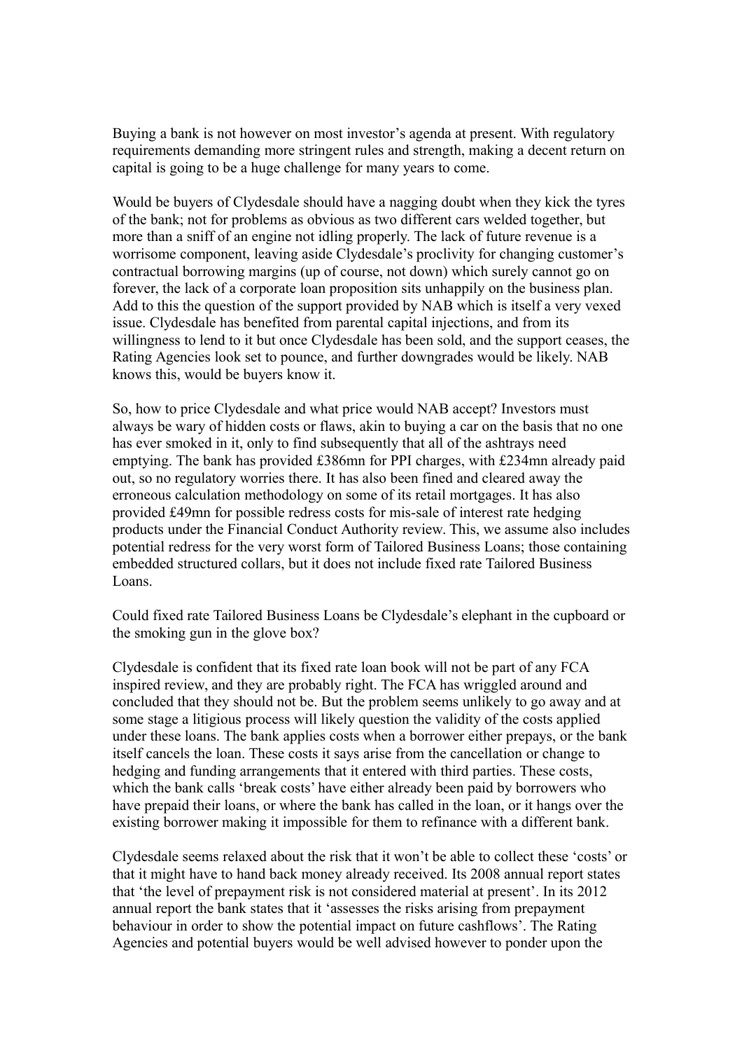Buying a bank is not however on most investor's agenda at present. With regulatory requirements demanding more stringent rules and strength, making a decent return on capital is going to be a huge challenge for many years to come.

Would be buyers of Clydesdale should have a nagging doubt when they kick the tyres of the bank; not for problems as obvious as two different cars welded together, but more than a sniff of an engine not idling properly. The lack of future revenue is a worrisome component, leaving aside Clydesdale's proclivity for changing customer's contractual borrowing margins (up of course, not down) which surely cannot go on forever, the lack of a corporate loan proposition sits unhappily on the business plan. Add to this the question of the support provided by NAB which is itself a very vexed issue. Clydesdale has benefited from parental capital injections, and from its willingness to lend to it but once Clydesdale has been sold, and the support ceases, the Rating Agencies look set to pounce, and further downgrades would be likely. NAB knows this, would be buyers know it.

So, how to price Clydesdale and what price would NAB accept? Investors must always be wary of hidden costs or flaws, akin to buying a car on the basis that no one has ever smoked in it, only to find subsequently that all of the ashtrays need emptying. The bank has provided £386mn for PPI charges, with £234mn already paid out, so no regulatory worries there. It has also been fined and cleared away the erroneous calculation methodology on some of its retail mortgages. It has also provided £49mn for possible redress costs for mis-sale of interest rate hedging products under the Financial Conduct Authority review. This, we assume also includes potential redress for the very worst form of Tailored Business Loans; those containing embedded structured collars, but it does not include fixed rate Tailored Business Loans.

Could fixed rate Tailored Business Loans be Clydesdale's elephant in the cupboard or the smoking gun in the glove box?

Clydesdale is confident that its fixed rate loan book will not be part of any FCA inspired review, and they are probably right. The FCA has wriggled around and concluded that they should not be. But the problem seems unlikely to go away and at some stage a litigious process will likely question the validity of the costs applied under these loans. The bank applies costs when a borrower either prepays, or the bank itself cancels the loan. These costs it says arise from the cancellation or change to hedging and funding arrangements that it entered with third parties. These costs, which the bank calls 'break costs' have either already been paid by borrowers who have prepaid their loans, or where the bank has called in the loan, or it hangs over the existing borrower making it impossible for them to refinance with a different bank.

Clydesdale seems relaxed about the risk that it won't be able to collect these 'costs' or that it might have to hand back money already received. Its 2008 annual report states that 'the level of prepayment risk is not considered material at present'. In its 2012 annual report the bank states that it 'assesses the risks arising from prepayment behaviour in order to show the potential impact on future cashflows'. The Rating Agencies and potential buyers would be well advised however to ponder upon the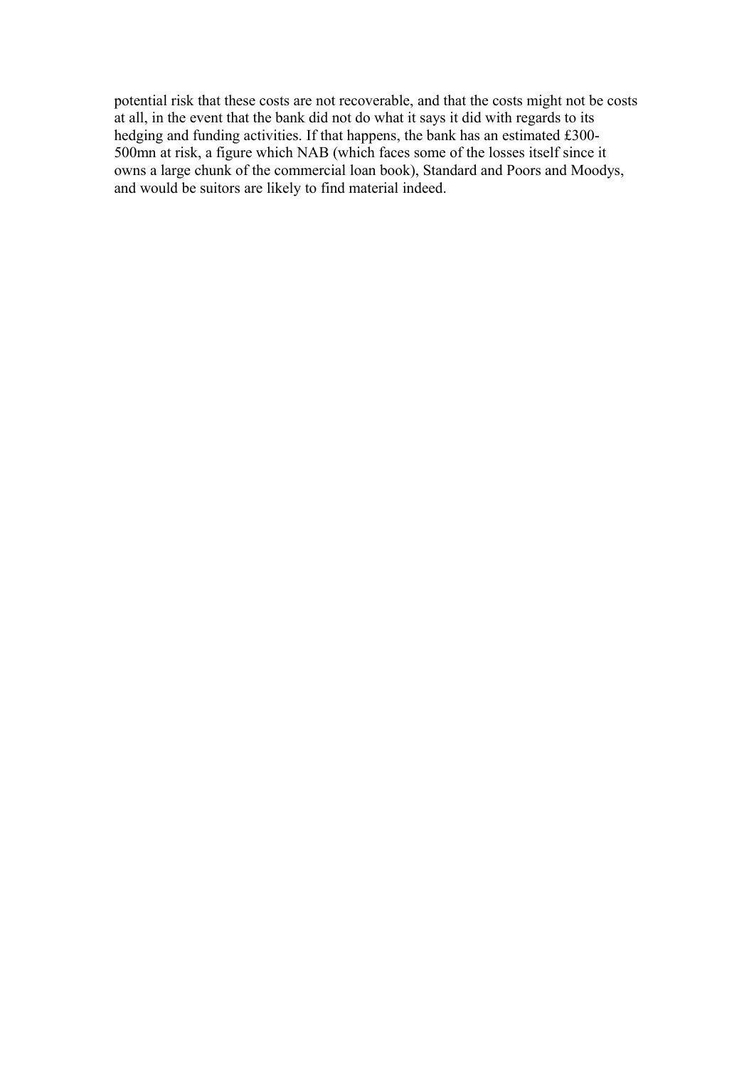potential risk that these costs are not recoverable, and that the costs might not be costs at all, in the event that the bank did not do what it says it did with regards to its hedging and funding activities. If that happens, the bank has an estimated £300-500mn at risk, a figure which NAB (which faces some of the losses itself since it owns a large chunk of the commercial loan book), Standard and Poors and Moodys, and would be suitors are likely to find material indeed.